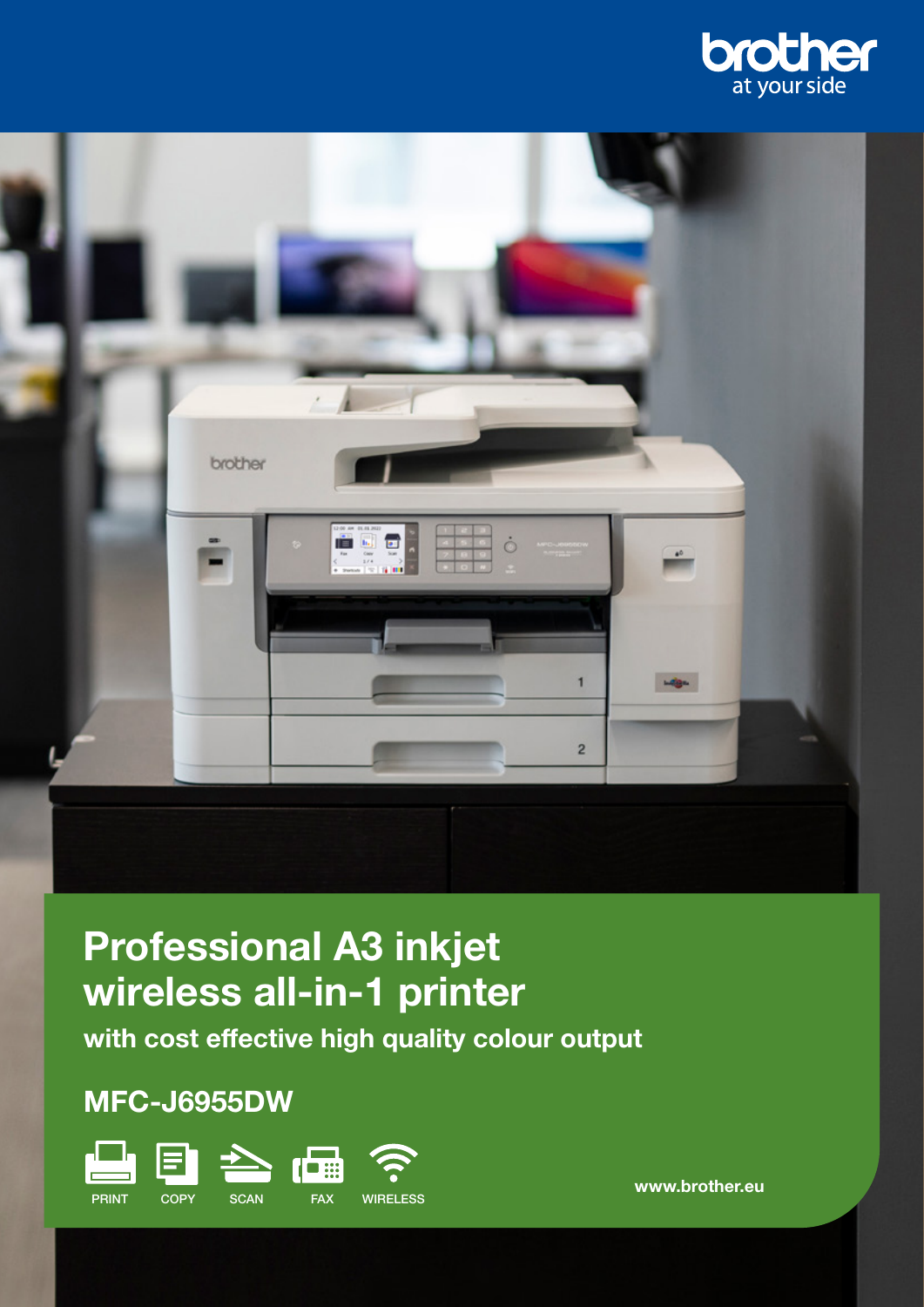brother
at your side

# Professional A3 inkjet wireless all-in-1 printer

## with cost effective high quality colour output

## MFC-J6955DW

PRINT COPY SCAN FAX WIRELESS

www.brother.eu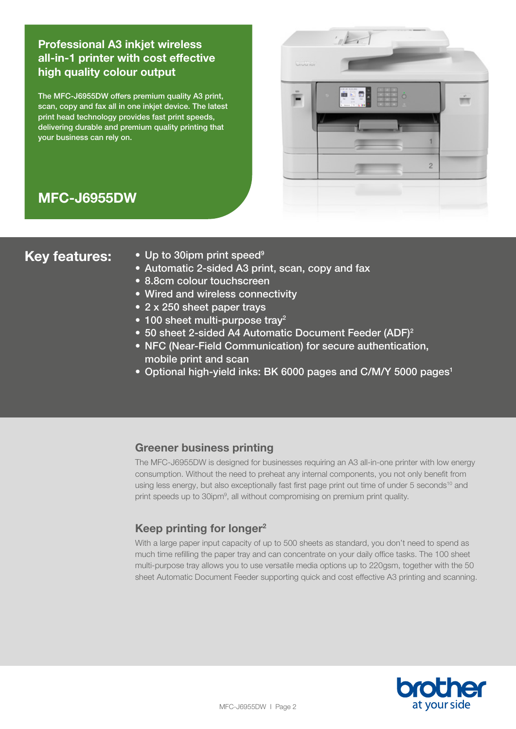## Professional A3 inkjet wireless all-in-1 printer with cost effective high quality colour output

The MFC-J6955DW offers premium quality A3 print, scan, copy and fax all in one inkjet device. The latest print head technology provides fast print speeds, delivering durable and premium quality printing that your business can rely on.

# MFC-J6955DW

## Key features:

- Up to 30ipm print speed[9]
- Automatic 2-sided A3 print, scan, copy and fax
- 8.8cm colour touchscreen
- Wired and wireless connectivity
- 2 x 250 sheet paper trays
- 100 sheet multi-purpose tray[2]
- 50 sheet 2-sided A4 Automatic Document Feeder (ADF)[2]
- NFC (Near-Field Communication) for secure authentication, mobile print and scan
- Optional high-yield inks: BK 6000 pages and C/M/Y 5000 pages[1]

### Greener business printing

The MFC-J6955DW is designed for businesses requiring an A3 all-in-one printer with low energy consumption. Without the need to preheat any internal components, you not only benefit from using less energy, but also exceptionally fast first page print out time of under 5 seconds[10] and print speeds up to 30ipm[9], all without compromising on premium print quality.

### Keep printing for longer[2]

With a large paper input capacity of up to 500 sheets as standard, you don't need to spend as much time refilling the paper tray and can concentrate on your daily office tasks. The 100 sheet multi-purpose tray allows you to use versatile media options up to 220gsm, together with the 50 sheet Automatic Document Feeder supporting quick and cost effective A3 printing and scanning.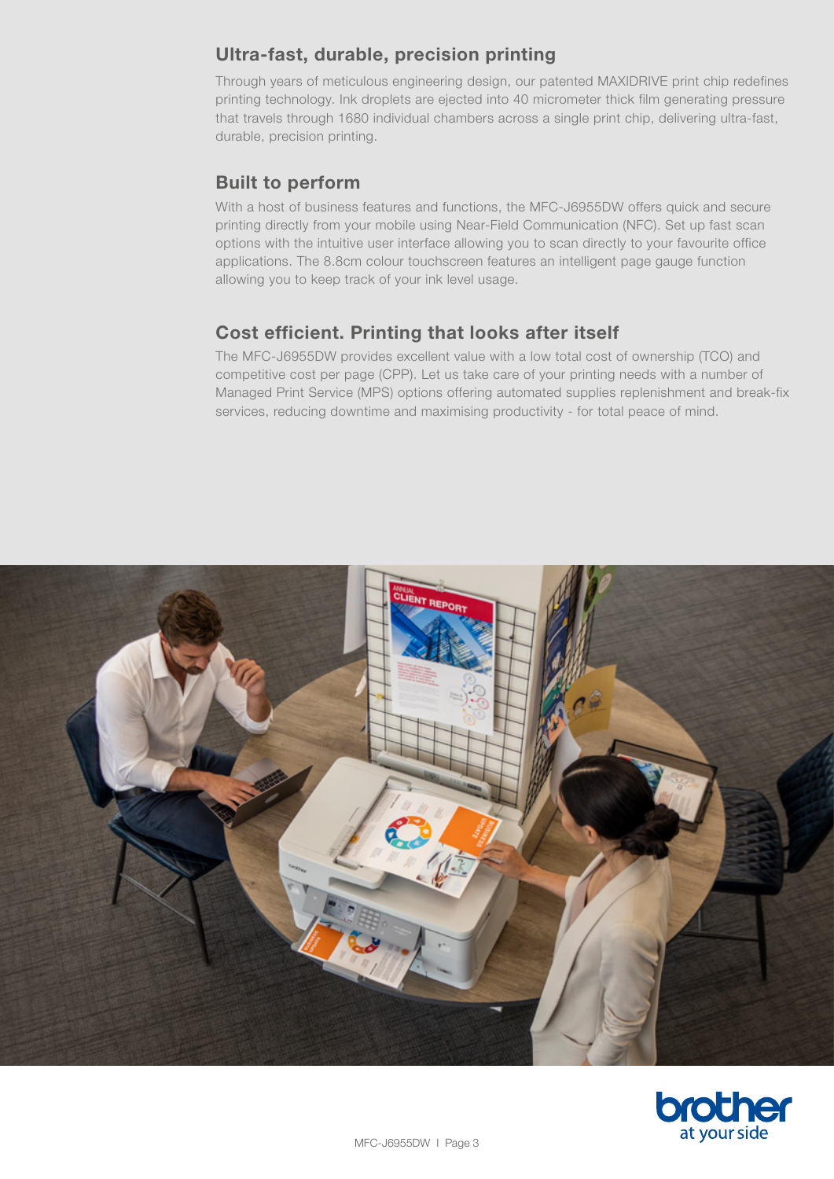## Ultra-fast, durable, precision printing

Through years of meticulous engineering design, our patented MAXIDRIVE print chip redefines printing technology. Ink droplets are ejected into 40 micrometer thick film generating pressure that travels through 1680 individual chambers across a single print chip, delivering ultra-fast, durable, precision printing.

## Built to perform

With a host of business features and functions, the MFC-J6955DW offers quick and secure printing directly from your mobile using Near-Field Communication (NFC). Set up fast scan options with the intuitive user interface allowing you to scan directly to your favourite office applications. The 8.8cm colour touchscreen features an intelligent page gauge function allowing you to keep track of your ink level usage.

## Cost efficient. Printing that looks after itself

The MFC-J6955DW provides excellent value with a low total cost of ownership (TCO) and competitive cost per page (CPP). Let us take care of your printing needs with a number of Managed Print Service (MPS) options offering automated supplies replenishment and break-fix services, reducing downtime and maximising productivity - for total peace of mind.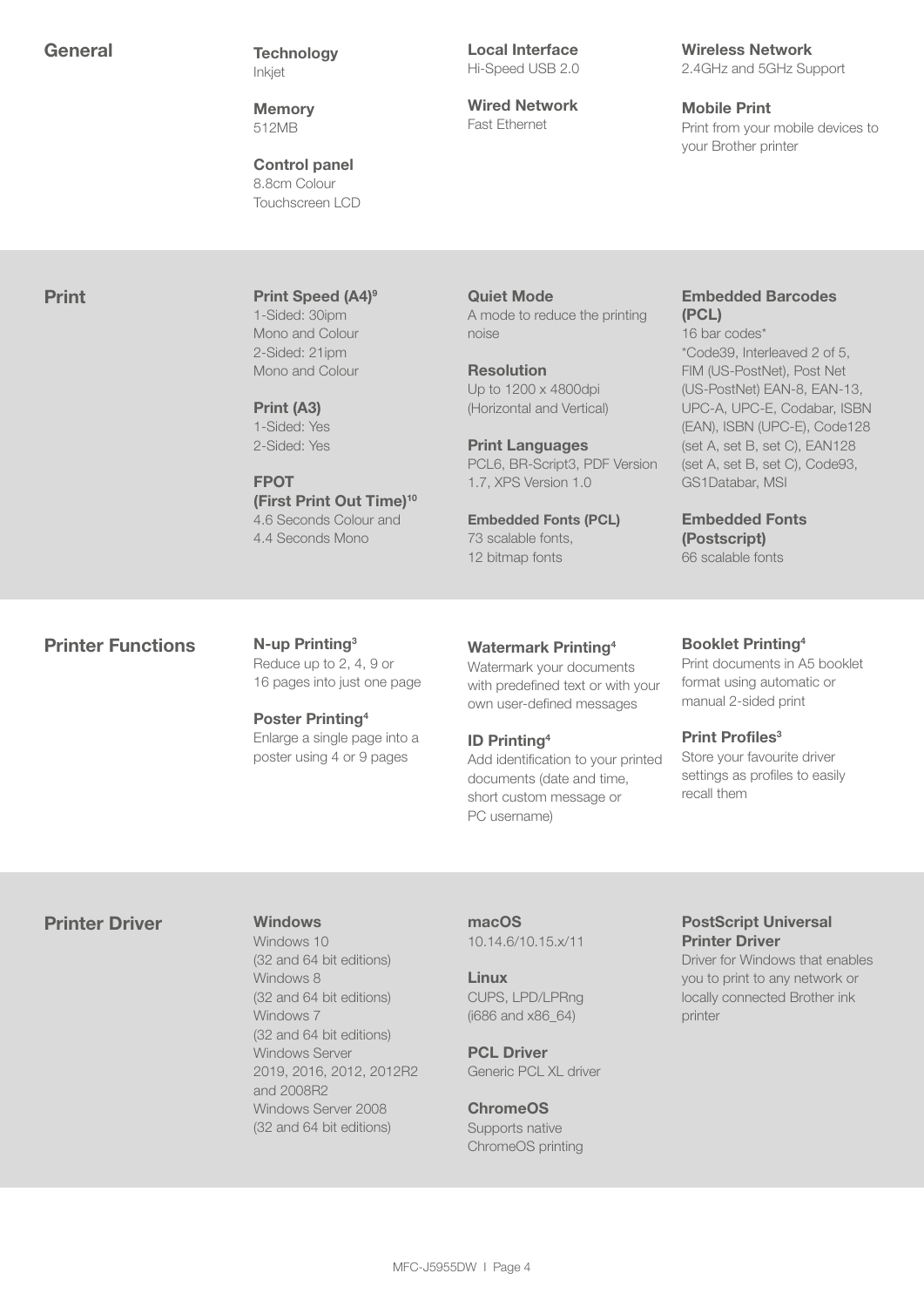## General

**Technology**
Inkjet

**Memory**
512MB

**Control panel**
8.8cm Colour Touchscreen LCD

**Local Interface**
Hi-Speed USB 2.0

**Wired Network**
Fast Ethernet

**Wireless Network**
2.4GHz and 5GHz Support

**Mobile Print**
Print from your mobile devices to your Brother printer

## Print

**Print Speed (A4)[9]**
1-Sided: 30ipm
Mono and Colour
2-Sided: 21ipm
Mono and Colour

**Print (A3)**
1-Sided: Yes
2-Sided: Yes

**FPOT (First Print Out Time)[10]**
4.6 Seconds Colour and
4.4 Seconds Mono

**Quiet Mode**
A mode to reduce the printing noise

**Resolution**
Up to 1200 x 4800dpi (Horizontal and Vertical)

**Print Languages**
PCL6, BR-Script3, PDF Version 1.7, XPS Version 1.0

**Embedded Fonts (PCL)**
73 scalable fonts,
12 bitmap fonts

**Embedded Barcodes (PCL)**
16 bar codes*
*Code39, Interleaved 2 of 5, FIM (US-PostNet), Post Net (US-PostNet) EAN-8, EAN-13, UPC-A, UPC-E, Codabar, ISBN (EAN), ISBN (UPC-E), Code128 (set A, set B, set C), EAN128 (set A, set B, set C), Code93, GS1Databar, MSI

**Embedded Fonts (Postscript)**
66 scalable fonts

## Printer Functions

**N-up Printing[3]**
Reduce up to 2, 4, 9 or 16 pages into just one page

**Poster Printing[4]**
Enlarge a single page into a poster using 4 or 9 pages

**Watermark Printing[4]**
Watermark your documents with predefined text or with your own user-defined messages

**ID Printing[4]**
Add identification to your printed documents (date and time, short custom message or PC username)

**Booklet Printing[4]**
Print documents in A5 booklet format using automatic or manual 2-sided print

**Print Profiles[3]**
Store your favourite driver settings as profiles to easily recall them

## Printer Driver

**Windows**
Windows 10
(32 and 64 bit editions)
Windows 8
(32 and 64 bit editions)
Windows 7
(32 and 64 bit editions)
Windows Server 2019, 2016, 2012, 2012R2 and 2008R2
Windows Server 2008
(32 and 64 bit editions)

**macOS**
10.14.6/10.15.x/11

**Linux**
CUPS, LPD/LPRng (i686 and x86_64)

**PCL Driver**
Generic PCL XL driver

**ChromeOS**
Supports native ChromeOS printing

**PostScript Universal Printer Driver**
Driver for Windows that enables you to print to any network or locally connected Brother ink printer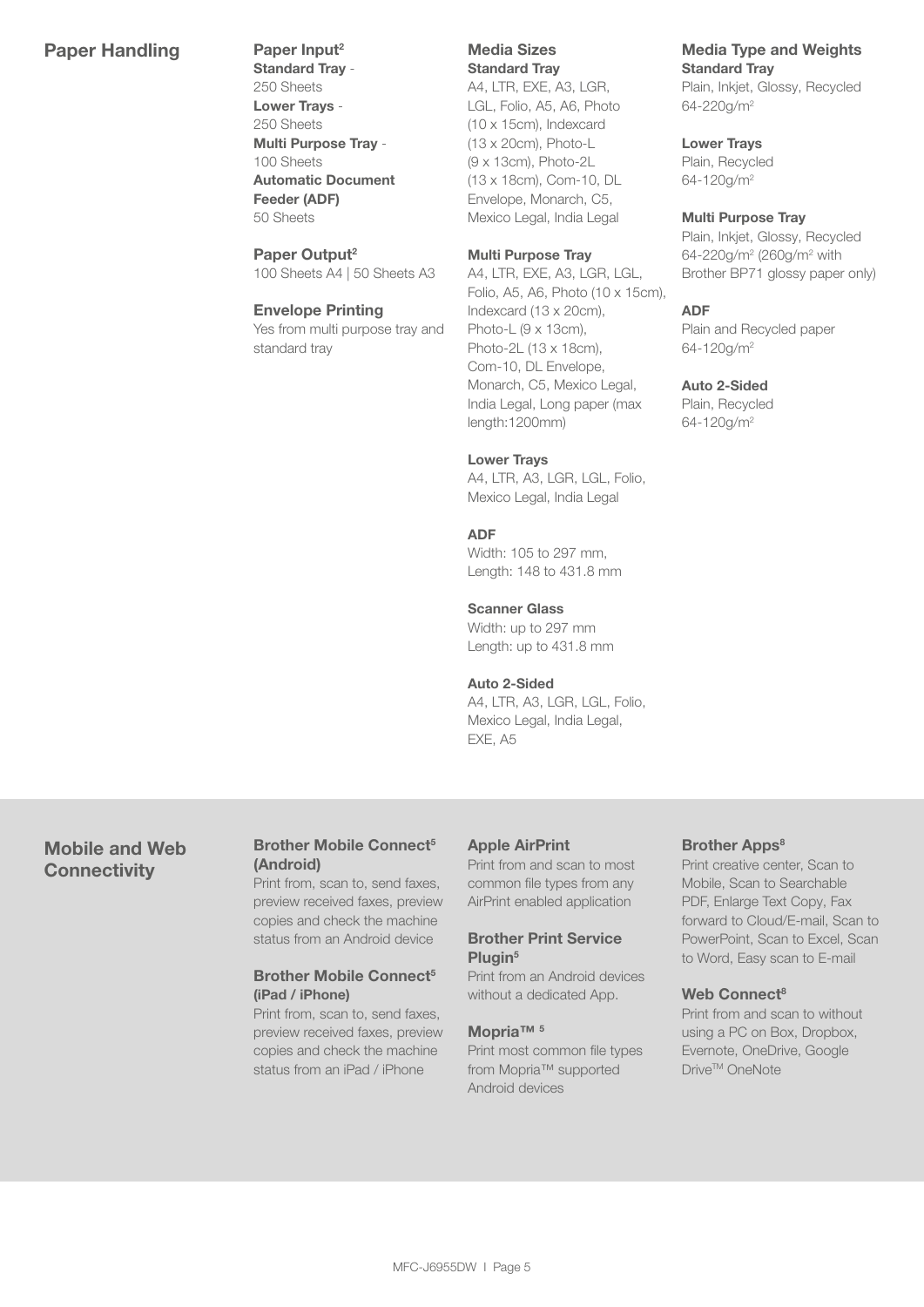## Paper Handling

### Paper Input[2]

**Standard Tray** - 250 Sheets
**Lower Trays** - 250 Sheets
**Multi Purpose Tray** - 100 Sheets
**Automatic Document Feeder (ADF)** 50 Sheets

### Paper Output[2]

100 Sheets A4 | 50 Sheets A3

### Envelope Printing

Yes from multi purpose tray and standard tray

### Media Sizes

**Standard Tray**
A4, LTR, EXE, A3, LGR, LGL, Folio, A5, A6, Photo (10 x 15cm), Indexcard (13 x 20cm), Photo-L (9 x 13cm), Photo-2L (13 x 18cm), Com-10, DL Envelope, Monarch, C5, Mexico Legal, India Legal

**Multi Purpose Tray**
A4, LTR, EXE, A3, LGR, LGL, Folio, A5, A6, Photo (10 x 15cm), Indexcard (13 x 20cm), Photo-L (9 x 13cm), Photo-2L (13 x 18cm), Com-10, DL Envelope, Monarch, C5, Mexico Legal, India Legal, Long paper (max length:1200mm)

**Lower Trays**
A4, LTR, A3, LGR, LGL, Folio, Mexico Legal, India Legal

**ADF**
Width: 105 to 297 mm, Length: 148 to 431.8 mm

**Scanner Glass**
Width: up to 297 mm Length: up to 431.8 mm

**Auto 2-Sided**
A4, LTR, A3, LGR, LGL, Folio, Mexico Legal, India Legal, EXE, A5

### Media Type and Weights

**Standard Tray**
Plain, Inkjet, Glossy, Recycled 64-220g/m²

**Lower Trays**
Plain, Recycled 64-120g/m²

**Multi Purpose Tray**
Plain, Inkjet, Glossy, Recycled 64-220g/m² (260g/m² with Brother BP71 glossy paper only)

**ADF**
Plain and Recycled paper 64-120g/m²

**Auto 2-Sided**
Plain, Recycled 64-120g/m²

## Mobile and Web Connectivity

### Brother Mobile Connect[5] (Android)

Print from, scan to, send faxes, preview received faxes, preview copies and check the machine status from an Android device

### Brother Mobile Connect[5] (iPad / iPhone)

Print from, scan to, send faxes, preview received faxes, preview copies and check the machine status from an iPad / iPhone

### Apple AirPrint

Print from and scan to most common file types from any AirPrint enabled application

### Brother Print Service Plugin[5]

Print from an Android devices without a dedicated App.

### Mopria™ [5]

Print most common file types from Mopria™ supported Android devices

### Brother Apps[8]

Print creative center, Scan to Mobile, Scan to Searchable PDF, Enlarge Text Copy, Fax forward to Cloud/E-mail, Scan to PowerPoint, Scan to Excel, Scan to Word, Easy scan to E-mail

### Web Connect[8]

Print from and scan to without using a PC on Box, Dropbox, Evernote, OneDrive, Google Drive™ OneNote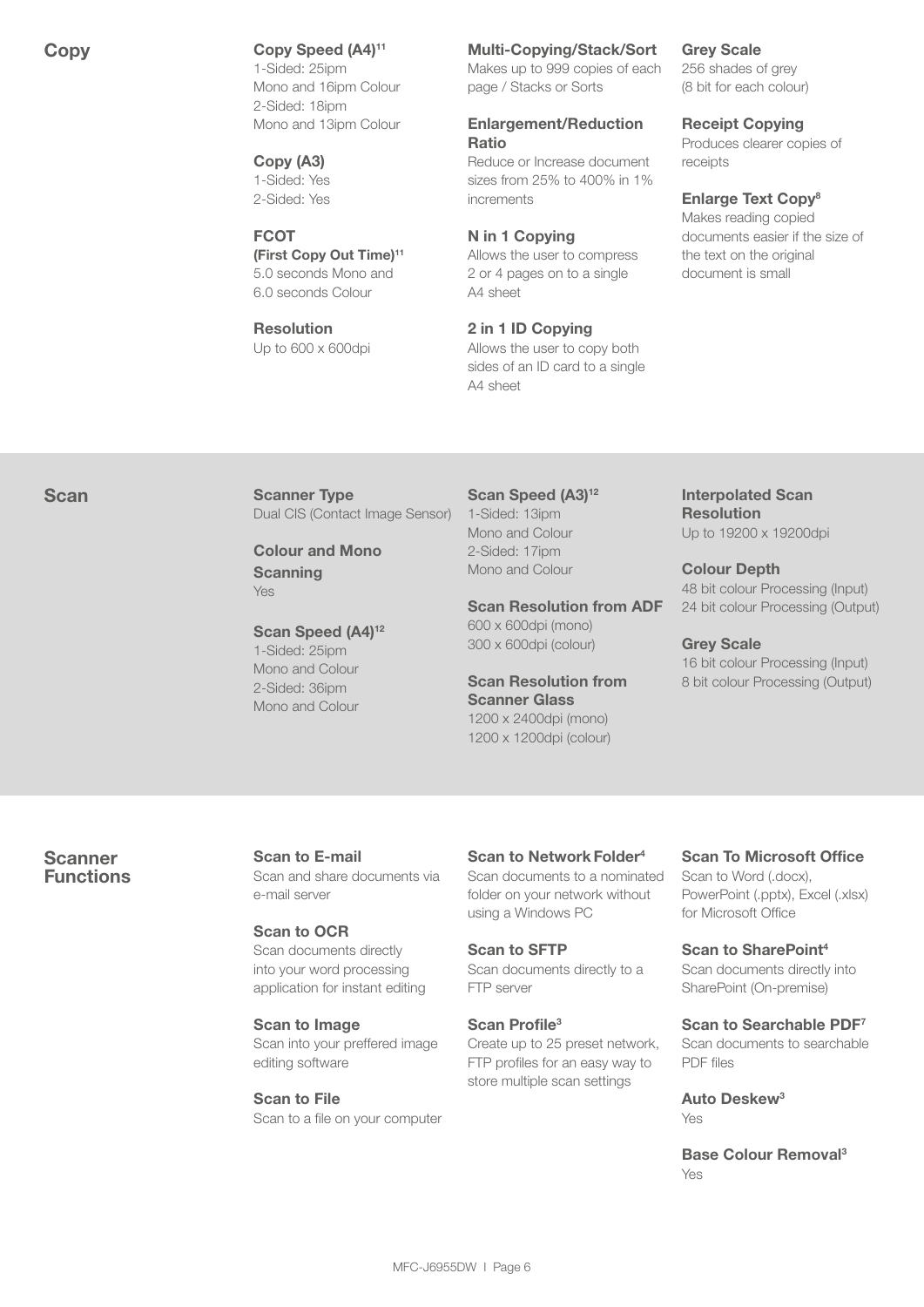## Copy

**Copy Speed (A4)[11]**
1-Sided: 25ipm Mono and 16ipm Colour
2-Sided: 18ipm Mono and 13ipm Colour

**Copy (A3)**
1-Sided: Yes
2-Sided: Yes

**FCOT (First Copy Out Time)[11]**
5.0 seconds Mono and 6.0 seconds Colour

**Resolution**
Up to 600 x 600dpi

**Multi-Copying/Stack/Sort**
Makes up to 999 copies of each page / Stacks or Sorts

**Enlargement/Reduction Ratio**
Reduce or Increase document sizes from 25% to 400% in 1% increments

**N in 1 Copying**
Allows the user to compress 2 or 4 pages on to a single A4 sheet

**2 in 1 ID Copying**
Allows the user to copy both sides of an ID card to a single A4 sheet

**Grey Scale**
256 shades of grey (8 bit for each colour)

**Receipt Copying**
Produces clearer copies of receipts

**Enlarge Text Copy[8]**
Makes reading copied documents easier if the size of the text on the original document is small

## Scan

**Scanner Type**
Dual CIS (Contact Image Sensor)

**Colour and Mono Scanning**
Yes

**Scan Speed (A4)[12]**
1-Sided: 25ipm Mono and Colour
2-Sided: 36ipm Mono and Colour

**Scan Speed (A3)[12]**
1-Sided: 13ipm Mono and Colour
2-Sided: 17ipm Mono and Colour

**Scan Resolution from ADF**
600 x 600dpi (mono)
300 x 600dpi (colour)

**Scan Resolution from Scanner Glass**
1200 x 2400dpi (mono)
1200 x 1200dpi (colour)

**Interpolated Scan Resolution**
Up to 19200 x 19200dpi

**Colour Depth**
48 bit colour Processing (Input)
24 bit colour Processing (Output)

**Grey Scale**
16 bit colour Processing (Input)
8 bit colour Processing (Output)

## Scanner Functions

**Scan to E-mail**
Scan and share documents via e-mail server

**Scan to OCR**
Scan documents directly into your word processing application for instant editing

**Scan to Image**
Scan into your preffered image editing software

**Scan to File**
Scan to a file on your computer

**Scan to Network Folder[4]**
Scan documents to a nominated folder on your network without using a Windows PC

**Scan to SFTP**
Scan documents directly to a FTP server

**Scan Profile[3]**
Create up to 25 preset network, FTP profiles for an easy way to store multiple scan settings

**Scan To Microsoft Office**
Scan to Word (.docx), PowerPoint (.pptx), Excel (.xlsx) for Microsoft Office

**Scan to SharePoint[4]**
Scan documents directly into SharePoint (On-premise)

**Scan to Searchable PDF[7]**
Scan documents to searchable PDF files

**Auto Deskew[3]**
Yes

**Base Colour Removal[3]**
Yes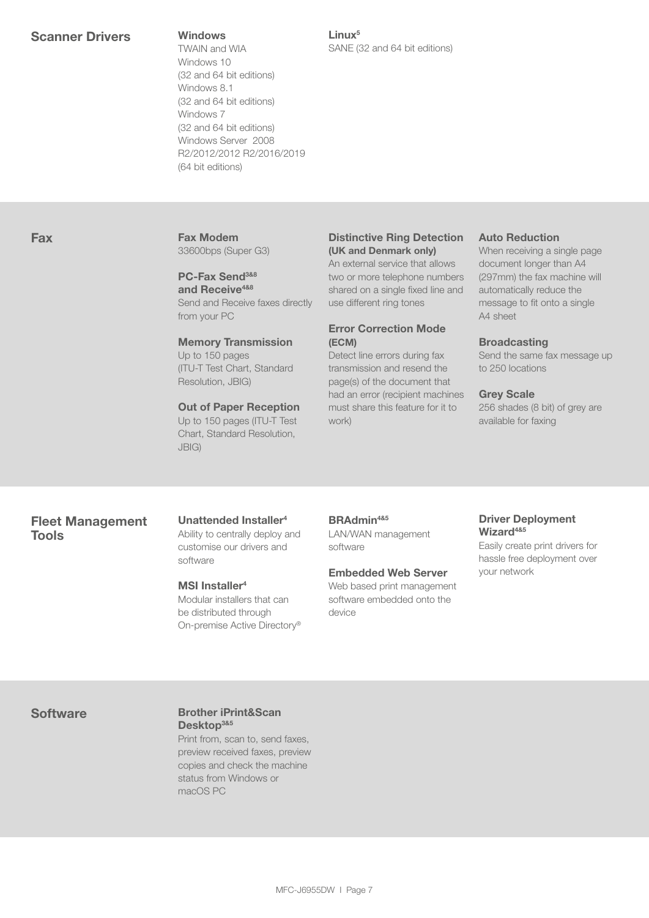## Scanner Drivers

**Windows**
TWAIN and WIA
Windows 10
(32 and 64 bit editions)
Windows 8.1
(32 and 64 bit editions)
Windows 7
(32 and 64 bit editions)
Windows Server 2008 R2/2012/2012 R2/2016/2019
(64 bit editions)

**Linux[5]**
SANE (32 and 64 bit editions)

## Fax

**Fax Modem**
33600bps (Super G3)

**PC-Fax Send[3&8] and Receive[4&8]**
Send and Receive faxes directly from your PC

**Memory Transmission**
Up to 150 pages (ITU-T Test Chart, Standard Resolution, JBIG)

**Out of Paper Reception**
Up to 150 pages (ITU-T Test Chart, Standard Resolution, JBIG)

**Distinctive Ring Detection (UK and Denmark only)**
An external service that allows two or more telephone numbers shared on a single fixed line and use different ring tones

**Error Correction Mode (ECM)**
Detect line errors during fax transmission and resend the page(s) of the document that had an error (recipient machines must share this feature for it to work)

**Auto Reduction**
When receiving a single page document longer than A4 (297mm) the fax machine will automatically reduce the message to fit onto a single A4 sheet

**Broadcasting**
Send the same fax message up to 250 locations

**Grey Scale**
256 shades (8 bit) of grey are available for faxing

## Fleet Management Tools

**Unattended Installer[4]**
Ability to centrally deploy and customise our drivers and software

**MSI Installer[4]**
Modular installers that can be distributed through On-premise Active Directory®

**BRAdmin[4&5]**
LAN/WAN management software

**Embedded Web Server**
Web based print management software embedded onto the device

**Driver Deployment Wizard[4&5]**
Easily create print drivers for hassle free deployment over your network

## Software

**Brother iPrint&Scan Desktop[3&5]**
Print from, scan to, send faxes, preview received faxes, preview copies and check the machine status from Windows or macOS PC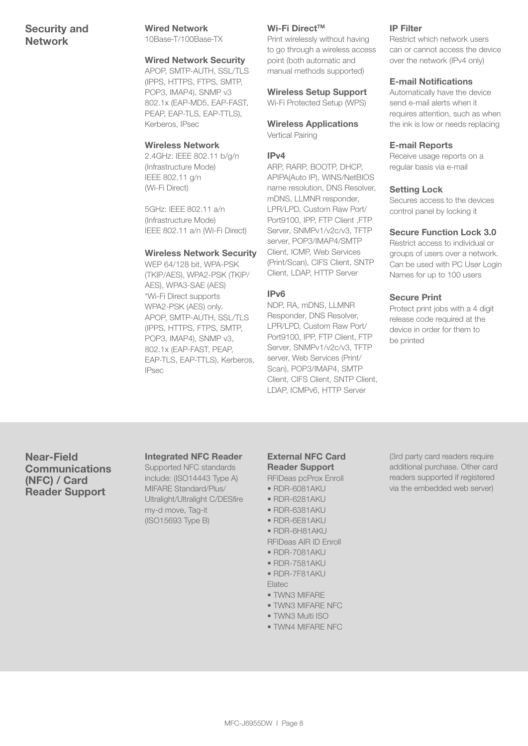## Security and Network

### Wired Network
10Base-T/100Base-TX

### Wired Network Security
APOP, SMTP-AUTH, SSL/TLS (IPPS, HTTPS, FTPS, SMTP, POP3, IMAP4), SNMP v3 802.1x (EAP-MD5, EAP-FAST, PEAP, EAP-TLS, EAP-TTLS), Kerberos, IPsec

### Wireless Network
2.4GHz: IEEE 802.11 b/g/n (Infrastructure Mode)
IEEE 802.11 g/n (Wi-Fi Direct)

5GHz: IEEE 802.11 a/n (Infrastructure Mode)
IEEE 802.11 a/n (Wi-Fi Direct)

### Wireless Network Security
WEP 64/128 bit, WPA-PSK (TKIP/AES), WPA2-PSK (TKIP/AES), WPA3-SAE (AES)
*Wi-Fi Direct supports WPA2-PSK (AES) only.
APOP, SMTP-AUTH, SSL/TLS (IPPS, HTTPS, FTPS, SMTP, POP3, IMAP4), SNMP v3, 802.1x (EAP-FAST, PEAP, EAP-TLS, EAP-TTLS), Kerberos, IPsec

### Wi-Fi Direct™
Print wirelessly without having to go through a wireless access point (both automatic and manual methods supported)

### Wireless Setup Support
Wi-Fi Protected Setup (WPS)

### Wireless Applications
Vertical Pairing

### IPv4
ARP, RARP, BOOTP, DHCP, APIPA(Auto IP), WINS/NetBIOS name resolution, DNS Resolver, mDNS, LLMNR responder, LPR/LPD, Custom Raw Port/Port9100, IPP, FTP Client ,FTP Server, SNMPv1/v2c/v3, TFTP server, POP3/IMAP4/SMTP Client, ICMP, Web Services (Print/Scan), CIFS Client, SNTP Client, LDAP, HTTP Server

### IPv6
NDP, RA, mDNS, LLMNR Responder, DNS Resolver, LPR/LPD, Custom Raw Port/Port9100, IPP, FTP Client, FTP Server, SNMPv1/v2c/v3, TFTP server, Web Services (Print/Scan), POP3/IMAP4, SMTP Client, CIFS Client, SNTP Client, LDAP, ICMPv6, HTTP Server

### IP Filter
Restrict which network users can or cannot access the device over the network (IPv4 only)

### E-mail Notifications
Automatically have the device send e-mail alerts when it requires attention, such as when the ink is low or needs replacing

### E-mail Reports
Receive usage reports on a regular basis via e-mail

### Setting Lock
Secures access to the devices control panel by locking it

### Secure Function Lock 3.0
Restrict access to individual or groups of users over a network. Can be used with PC User Login Names for up to 100 users

### Secure Print
Protect print jobs with a 4 digit release code required at the device in order for them to be printed

## Near-Field Communications (NFC) / Card Reader Support

### Integrated NFC Reader
Supported NFC standards include: (ISO14443 Type A) MIFARE Standard/Plus/Ultralight/Ultralight C/DESfire my-d move, Tag-it (ISO15693 Type B)

### External NFC Card Reader Support
RFIDeas pcProx Enroll
- RDR-6081AKU
- RDR-6281AKU
- RDR-6381AKU
- RDR-6E81AKU
- RDR-6H81AKU

RFIDeas AIR ID Enroll
- RDR-7081AKU
- RDR-7581AKU
- RDR-7F81AKU

Elatec
- TWN3 MIFARE
- TWN3 MIFARE NFC
- TWN3 Multi ISO
- TWN4 MIFARE NFC

(3rd party card readers require additional purchase. Other card readers supported if registered via the embedded web server)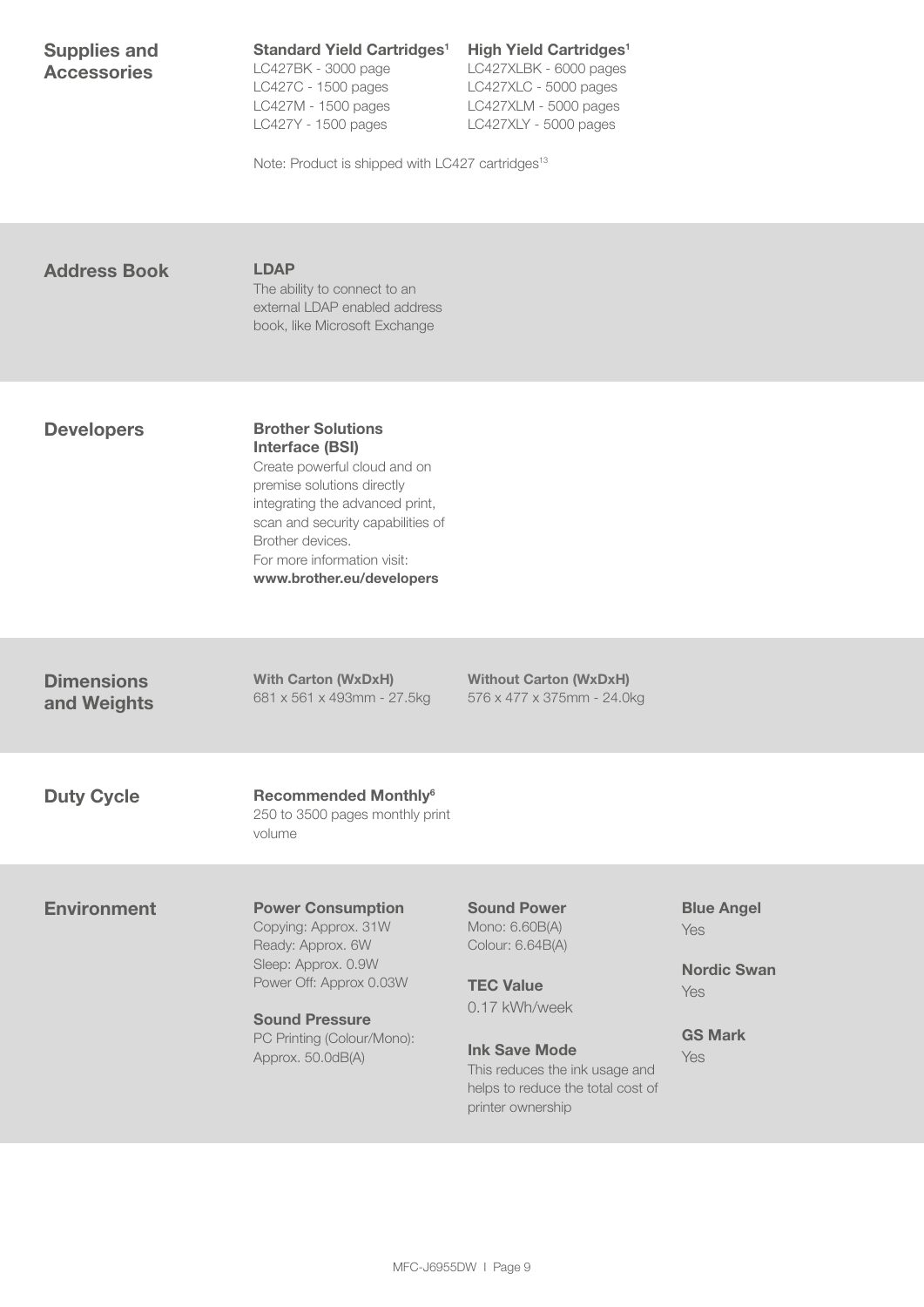## Supplies and Accessories

**Standard Yield Cartridges[1]**
LC427BK - 3000 page
LC427C - 1500 pages
LC427M - 1500 pages
LC427Y - 1500 pages

**High Yield Cartridges[1]**
LC427XLBK - 6000 pages
LC427XLC - 5000 pages
LC427XLM - 5000 pages
LC427XLY - 5000 pages

Note: Product is shipped with LC427 cartridges[13]

## Address Book

**LDAP**
The ability to connect to an external LDAP enabled address book, like Microsoft Exchange

## Developers

**Brother Solutions Interface (BSI)**
Create powerful cloud and on premise solutions directly integrating the advanced print, scan and security capabilities of Brother devices.
For more information visit:
**www.brother.eu/developers**

## Dimensions and Weights

**With Carton (WxDxH)**
681 x 561 x 493mm - 27.5kg

**Without Carton (WxDxH)**
576 x 477 x 375mm - 24.0kg

## Duty Cycle

**Recommended Monthly[6]**
250 to 3500 pages monthly print volume

## Environment

**Power Consumption**
Copying: Approx. 31W
Ready: Approx. 6W
Sleep: Approx. 0.9W
Power Off: Approx 0.03W

**Sound Pressure**
PC Printing (Colour/Mono): Approx. 50.0dB(A)

**Sound Power**
Mono: 6.60B(A)
Colour: 6.64B(A)

**TEC Value**
0.17 kWh/week

**Ink Save Mode**
This reduces the ink usage and helps to reduce the total cost of printer ownership

**Blue Angel**
Yes

**Nordic Swan**
Yes

**GS Mark**
Yes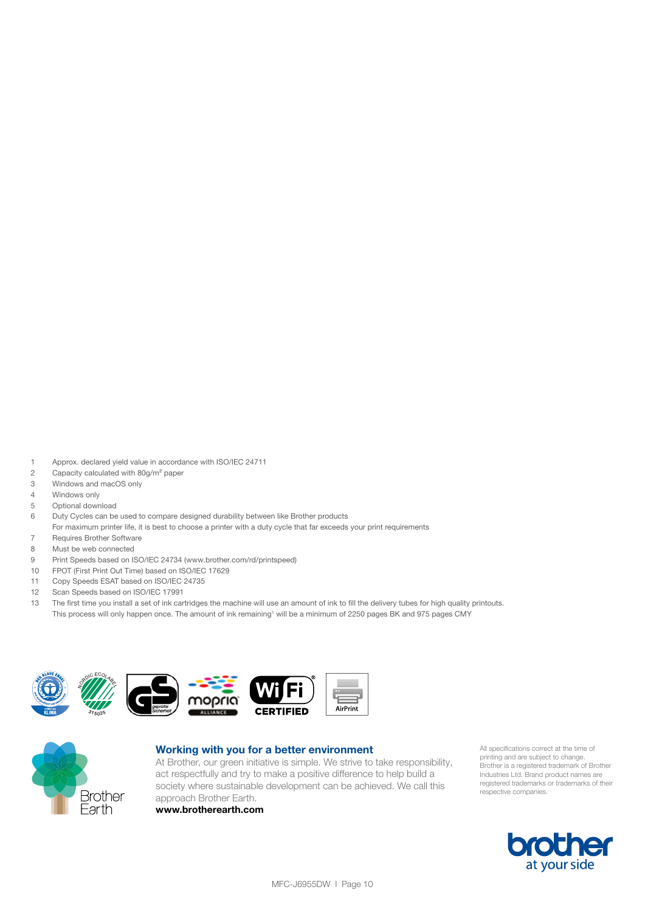1. Approx. declared yield value in accordance with ISO/IEC 24711
2. Capacity calculated with 80g/m$^2$ paper
3. Windows and macOS only
4. Windows only
5. Optional download
6. Duty Cycles can be used to compare designed durability between like Brother products
   For maximum printer life, it is best to choose a printer with a duty cycle that far exceeds your print requirements
7. Requires Brother Software
8. Must be web connected
9. Print Speeds based on ISO/IEC 24734 (www.brother.com/rd/printspeed)
10. FPOT (First Print Out Time) based on ISO/IEC 17629
11. Copy Speeds ESAT based on ISO/IEC 24735
12. Scan Speeds based on ISO/IEC 17991
13. The first time you install a set of ink cartridges the machine will use an amount of ink to fill the delivery tubes for high quality printouts.
    This process will only happen once. The amount of ink remaining[1] will be a minimum of 2250 pages BK and 975 pages CMY

## Working with you for a better environment

At Brother, our green initiative is simple. We strive to take responsibility, act respectfully and try to make a positive difference to help build a society where sustainable development can be achieved. We call this approach Brother Earth.

**www.brotherearth.com**

All specifications correct at the time of printing and are subject to change. Brother is a registered trademark of Brother Industries Ltd. Brand product names are registered trademarks or trademarks of their respective companies.